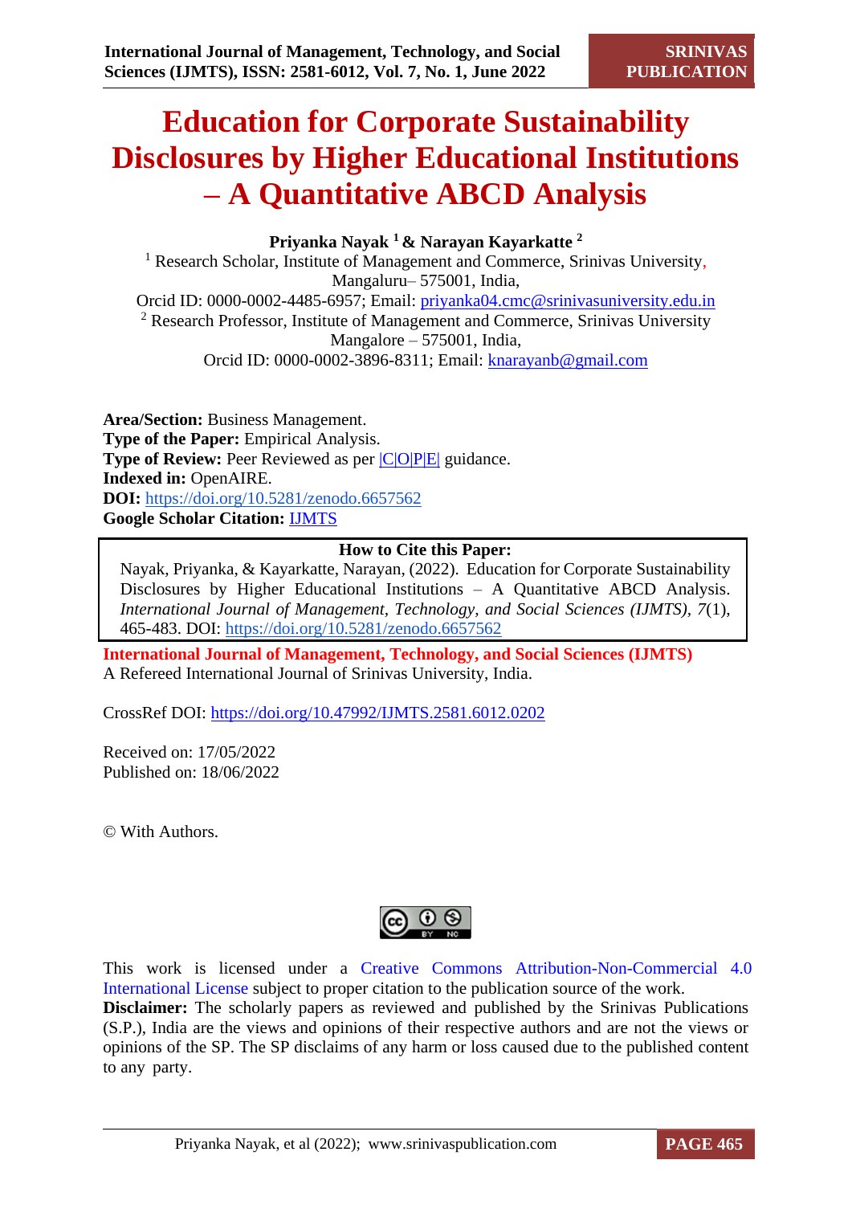# Education for Corporate Sustainability Disclosures by Higher Educational Institutions – A Quantitative ABCD Analysis

**Priyanka Nayak [1] & Narayan Kayarkatte [2]**

[1] Research Scholar, Institute of Management and Commerce, Srinivas University, Mangaluru– 575001, India,
Orcid ID: 0000-0002-4485-6957; Email: priyanka04.cmc@srinivasuniversity.edu.in

[2] Research Professor, Institute of Management and Commerce, Srinivas University Mangalore – 575001, India,
Orcid ID: 0000-0002-3896-8311; Email: knarayanb@gmail.com

**Area/Section:** Business Management.
**Type of the Paper:** Empirical Analysis.
**Type of Review:** Peer Reviewed as per |C|O|P|E| guidance.
**Indexed in:** OpenAIRE.
**DOI:** https://doi.org/10.5281/zenodo.6657562
**Google Scholar Citation:** IJMTS

**How to Cite this Paper:**

Nayak, Priyanka, & Kayarkatte, Narayan, (2022). Education for Corporate Sustainability Disclosures by Higher Educational Institutions – A Quantitative ABCD Analysis. *International Journal of Management, Technology, and Social Sciences (IJMTS), 7*(1), 465-483. DOI: https://doi.org/10.5281/zenodo.6657562

**International Journal of Management, Technology, and Social Sciences (IJMTS)**
A Refereed International Journal of Srinivas University, India.

CrossRef DOI: https://doi.org/10.47992/IJMTS.2581.6012.0202

Received on: 17/05/2022
Published on: 18/06/2022

© With Authors.

This work is licensed under a Creative Commons Attribution-Non-Commercial 4.0 International License subject to proper citation to the publication source of the work.

**Disclaimer:** The scholarly papers as reviewed and published by the Srinivas Publications (S.P.), India are the views and opinions of their respective authors and are not the views or opinions of the SP. The SP disclaims of any harm or loss caused due to the published content to any party.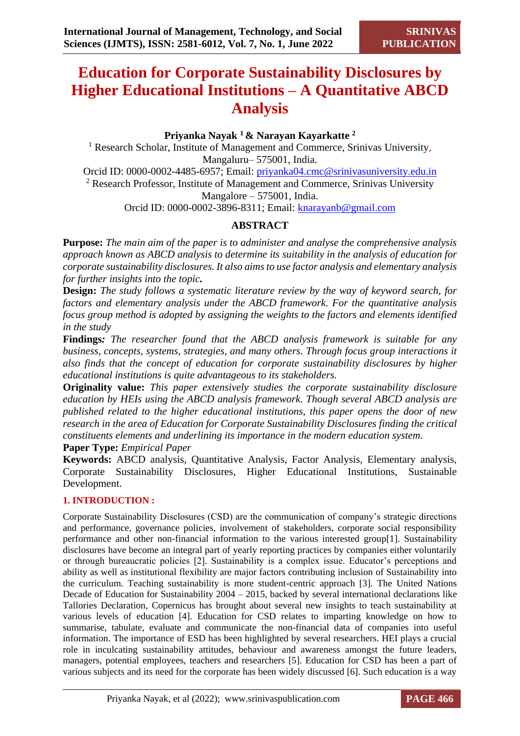# Education for Corporate Sustainability Disclosures by Higher Educational Institutions – A Quantitative ABCD Analysis

**Priyanka Nayak [1] & Narayan Kayarkatte [2]**

[1] Research Scholar, Institute of Management and Commerce, Srinivas University, Mangaluru– 575001, India.

Orcid ID: 0000-0002-4485-6957; Email: priyanka04.cmc@srinivasuniversity.edu.in

[2] Research Professor, Institute of Management and Commerce, Srinivas University Mangalore – 575001, India.

Orcid ID: 0000-0002-3896-8311; Email: knarayanb@gmail.com

## ABSTRACT

**Purpose:** *The main aim of the paper is to administer and analyse the comprehensive analysis approach known as ABCD analysis to determine its suitability in the analysis of education for corporate sustainability disclosures. It also aims to use factor analysis and elementary analysis for further insights into the topic.*

**Design:** *The study follows a systematic literature review by the way of keyword search, for factors and elementary analysis under the ABCD framework. For the quantitative analysis focus group method is adopted by assigning the weights to the factors and elements identified in the study*

**Findings:** *The researcher found that the ABCD analysis framework is suitable for any business, concepts, systems, strategies, and many others. Through focus group interactions it also finds that the concept of education for corporate sustainability disclosures by higher educational institutions is quite advantageous to its stakeholders.*

**Originality value:** *This paper extensively studies the corporate sustainability disclosure education by HEIs using the ABCD analysis framework. Though several ABCD analysis are published related to the higher educational institutions, this paper opens the door of new research in the area of Education for Corporate Sustainability Disclosures finding the critical constituents elements and underlining its importance in the modern education system.*

**Paper Type:** *Empirical Paper*

**Keywords:** ABCD analysis, Quantitative Analysis, Factor Analysis, Elementary analysis, Corporate Sustainability Disclosures, Higher Educational Institutions, Sustainable Development.

## 1. INTRODUCTION :

Corporate Sustainability Disclosures (CSD) are the communication of company's strategic directions and performance, governance policies, involvement of stakeholders, corporate social responsibility performance and other non-financial information to the various interested group[1]. Sustainability disclosures have become an integral part of yearly reporting practices by companies either voluntarily or through bureaucratic policies [2]. Sustainability is a complex issue. Educator's perceptions and ability as well as institutional flexibility are major factors contributing inclusion of Sustainability into the curriculum. Teaching sustainability is more student-centric approach [3]. The United Nations Decade of Education for Sustainability 2004 – 2015, backed by several international declarations like Tallories Declaration, Copernicus has brought about several new insights to teach sustainability at various levels of education [4]. Education for CSD relates to imparting knowledge on how to summarise, tabulate, evaluate and communicate the non-financial data of companies into useful information. The importance of ESD has been highlighted by several researchers. HEI plays a crucial role in inculcating sustainability attitudes, behaviour and awareness amongst the future leaders, managers, potential employees, teachers and researchers [5]. Education for CSD has been a part of various subjects and its need for the corporate has been widely discussed [6]. Such education is a way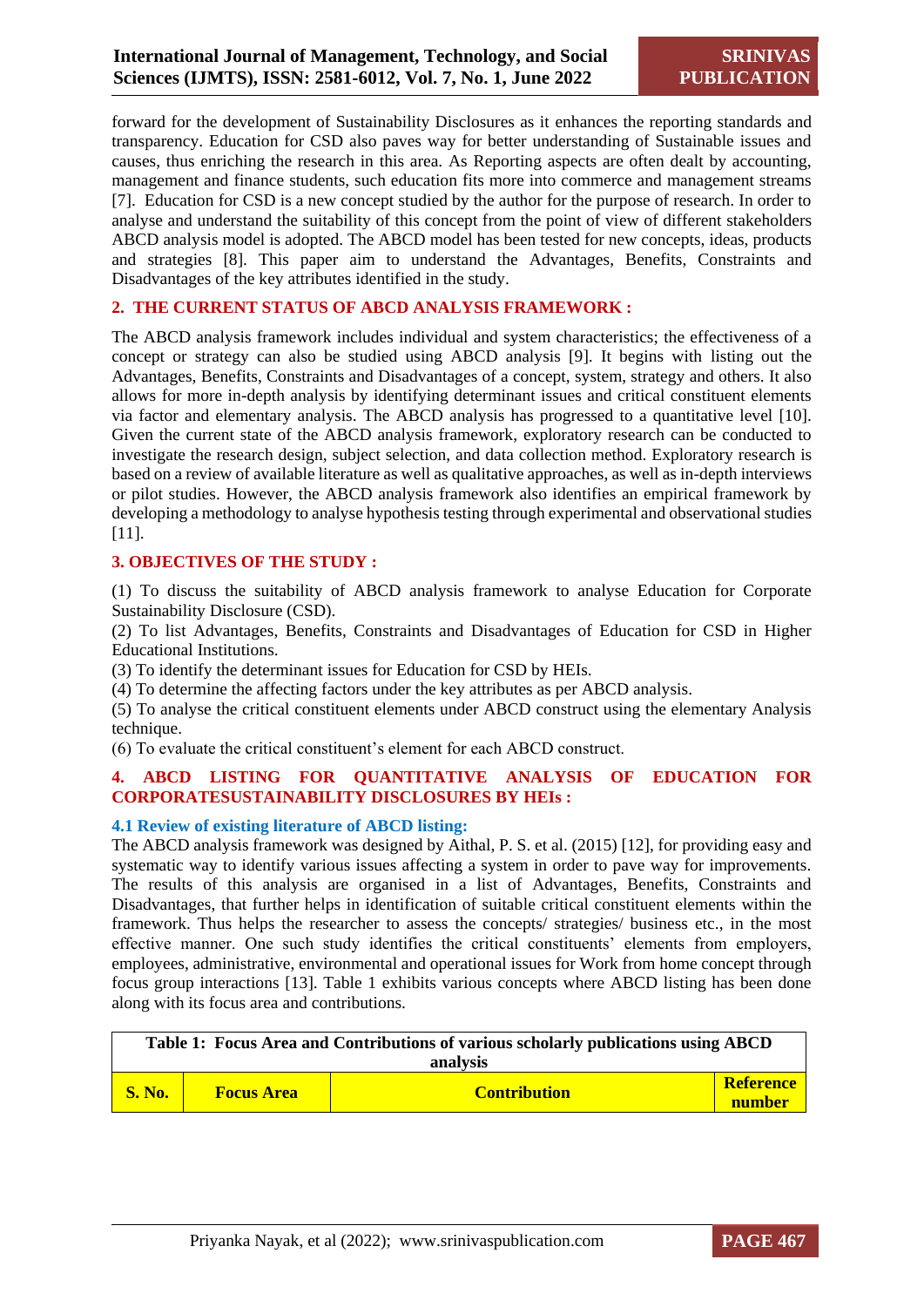forward for the development of Sustainability Disclosures as it enhances the reporting standards and transparency. Education for CSD also paves way for better understanding of Sustainable issues and causes, thus enriching the research in this area. As Reporting aspects are often dealt by accounting, management and finance students, such education fits more into commerce and management streams [7]. Education for CSD is a new concept studied by the author for the purpose of research. In order to analyse and understand the suitability of this concept from the point of view of different stakeholders ABCD analysis model is adopted. The ABCD model has been tested for new concepts, ideas, products and strategies [8]. This paper aim to understand the Advantages, Benefits, Constraints and Disadvantages of the key attributes identified in the study.

## 2. THE CURRENT STATUS OF ABCD ANALYSIS FRAMEWORK :

The ABCD analysis framework includes individual and system characteristics; the effectiveness of a concept or strategy can also be studied using ABCD analysis [9]. It begins with listing out the Advantages, Benefits, Constraints and Disadvantages of a concept, system, strategy and others. It also allows for more in-depth analysis by identifying determinant issues and critical constituent elements via factor and elementary analysis. The ABCD analysis has progressed to a quantitative level [10]. Given the current state of the ABCD analysis framework, exploratory research can be conducted to investigate the research design, subject selection, and data collection method. Exploratory research is based on a review of available literature as well as qualitative approaches, as well as in-depth interviews or pilot studies. However, the ABCD analysis framework also identifies an empirical framework by developing a methodology to analyse hypothesis testing through experimental and observational studies [11].

## 3. OBJECTIVES OF THE STUDY :

(1) To discuss the suitability of ABCD analysis framework to analyse Education for Corporate Sustainability Disclosure (CSD).
(2) To list Advantages, Benefits, Constraints and Disadvantages of Education for CSD in Higher Educational Institutions.
(3) To identify the determinant issues for Education for CSD by HEIs.
(4) To determine the affecting factors under the key attributes as per ABCD analysis.
(5) To analyse the critical constituent elements under ABCD construct using the elementary Analysis technique.
(6) To evaluate the critical constituent's element for each ABCD construct.

## 4. ABCD LISTING FOR QUANTITATIVE ANALYSIS OF EDUCATION FOR CORPORATESUSTAINABILITY DISCLOSURES BY HEIs :

### 4.1 Review of existing literature of ABCD listing:

The ABCD analysis framework was designed by Aithal, P. S. et al. (2015) [12], for providing easy and systematic way to identify various issues affecting a system in order to pave way for improvements. The results of this analysis are organised in a list of Advantages, Benefits, Constraints and Disadvantages, that further helps in identification of suitable critical constituent elements within the framework. Thus helps the researcher to assess the concepts/ strategies/ business etc., in the most effective manner. One such study identifies the critical constituents' elements from employers, employees, administrative, environmental and operational issues for Work from home concept through focus group interactions [13]. Table 1 exhibits various concepts where ABCD listing has been done along with its focus area and contributions.

**Table 1: Focus Area and Contributions of various scholarly publications using ABCD analysis**

| S. No. | Focus Area | Contribution | Reference number |
|---|---|---|---|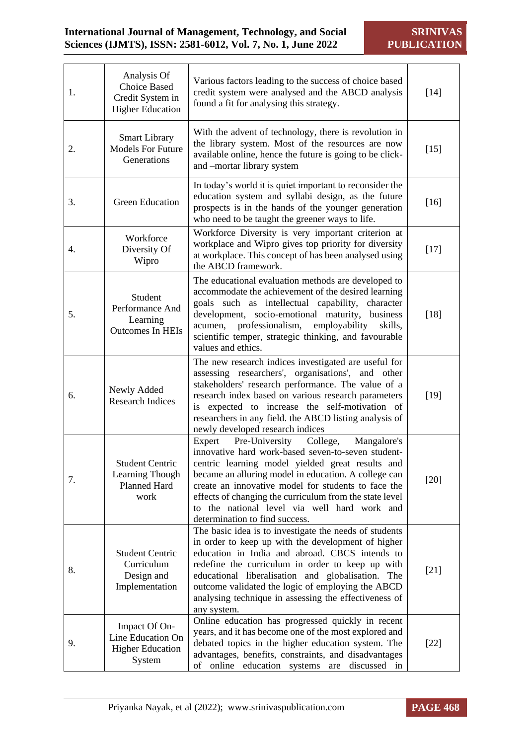| | | | |
|---|---|---|---|
| 1. | Analysis Of Choice Based Credit System in Higher Education | Various factors leading to the success of choice based credit system were analysed and the ABCD analysis found a fit for analysing this strategy. | [14] |
| 2. | Smart Library Models For Future Generations | With the advent of technology, there is revolution in the library system. Most of the resources are now available online, hence the future is going to be click-and –mortar library system | [15] |
| 3. | Green Education | In today's world it is quiet important to reconsider the education system and syllabi design, as the future prospects is in the hands of the younger generation who need to be taught the greener ways to life. | [16] |
| 4. | Workforce Diversity Of Wipro | Workforce Diversity is very important criterion at workplace and Wipro gives top priority for diversity at workplace. This concept of has been analysed using the ABCD framework. | [17] |
| 5. | Student Performance And Learning Outcomes In HEIs | The educational evaluation methods are developed to accommodate the achievement of the desired learning goals such as intellectual capability, character development, socio-emotional maturity, business acumen, professionalism, employability skills, scientific temper, strategic thinking, and favourable values and ethics. | [18] |
| 6. | Newly Added Research Indices | The new research indices investigated are useful for assessing researchers', organisations', and other stakeholders' research performance. The value of a research index based on various research parameters is expected to increase the self-motivation of researchers in any field. the ABCD listing analysis of newly developed research indices | [19] |
| 7. | Student Centric Learning Though Planned Hard work | Expert Pre-University College, Mangalore's innovative hard work-based seven-to-seven student-centric learning model yielded great results and became an alluring model in education. A college can create an innovative model for students to face the effects of changing the curriculum from the state level to the national level via well hard work and determination to find success. | [20] |
| 8. | Student Centric Curriculum Design and Implementation | The basic idea is to investigate the needs of students in order to keep up with the development of higher education in India and abroad. CBCS intends to redefine the curriculum in order to keep up with educational liberalisation and globalisation. The outcome validated the logic of employing the ABCD analysing technique in assessing the effectiveness of any system. | [21] |
| 9. | Impact Of On-Line Education On Higher Education System | Online education has progressed quickly in recent years, and it has become one of the most explored and debated topics in the higher education system. The advantages, benefits, constraints, and disadvantages of online education systems are discussed in | [22] |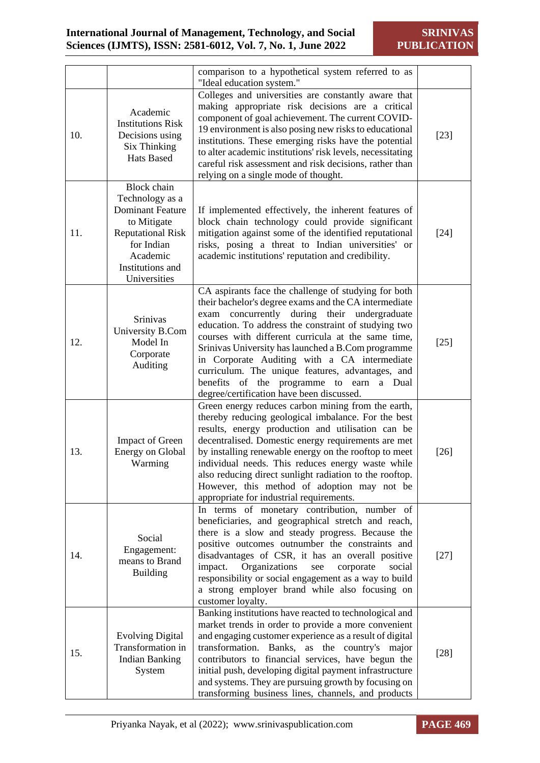| | | comparison to a hypothetical system referred to as "Ideal education system." | |
|---|---|---|---|
| 10. | Academic Institutions Risk Decisions using Six Thinking Hats Based | Colleges and universities are constantly aware that making appropriate risk decisions are a critical component of goal achievement. The current COVID-19 environment is also posing new risks to educational institutions. These emerging risks have the potential to alter academic institutions' risk levels, necessitating careful risk assessment and risk decisions, rather than relying on a single mode of thought. | [23] |
| 11. | Block chain Technology as a Dominant Feature to Mitigate Reputational Risk for Indian Academic Institutions and Universities | If implemented effectively, the inherent features of block chain technology could provide significant mitigation against some of the identified reputational risks, posing a threat to Indian universities' or academic institutions' reputation and credibility. | [24] |
| 12. | Srinivas University B.Com Model In Corporate Auditing | CA aspirants face the challenge of studying for both their bachelor's degree exams and the CA intermediate exam concurrently during their undergraduate education. To address the constraint of studying two courses with different curricula at the same time, Srinivas University has launched a B.Com programme in Corporate Auditing with a CA intermediate curriculum. The unique features, advantages, and benefits of the programme to earn a Dual degree/certification have been discussed. | [25] |
| 13. | Impact of Green Energy on Global Warming | Green energy reduces carbon mining from the earth, thereby reducing geological imbalance. For the best results, energy production and utilisation can be decentralised. Domestic energy requirements are met by installing renewable energy on the rooftop to meet individual needs. This reduces energy waste while also reducing direct sunlight radiation to the rooftop. However, this method of adoption may not be appropriate for industrial requirements. | [26] |
| 14. | Social Engagement: means to Brand Building | In terms of monetary contribution, number of beneficiaries, and geographical stretch and reach, there is a slow and steady progress. Because the positive outcomes outnumber the constraints and disadvantages of CSR, it has an overall positive impact. Organizations see corporate social responsibility or social engagement as a way to build a strong employer brand while also focusing on customer loyalty. | [27] |
| 15. | Evolving Digital Transformation in Indian Banking System | Banking institutions have reacted to technological and market trends in order to provide a more convenient and engaging customer experience as a result of digital transformation. Banks, as the country's major contributors to financial services, have begun the initial push, developing digital payment infrastructure and systems. They are pursuing growth by focusing on transforming business lines, channels, and products | [28] |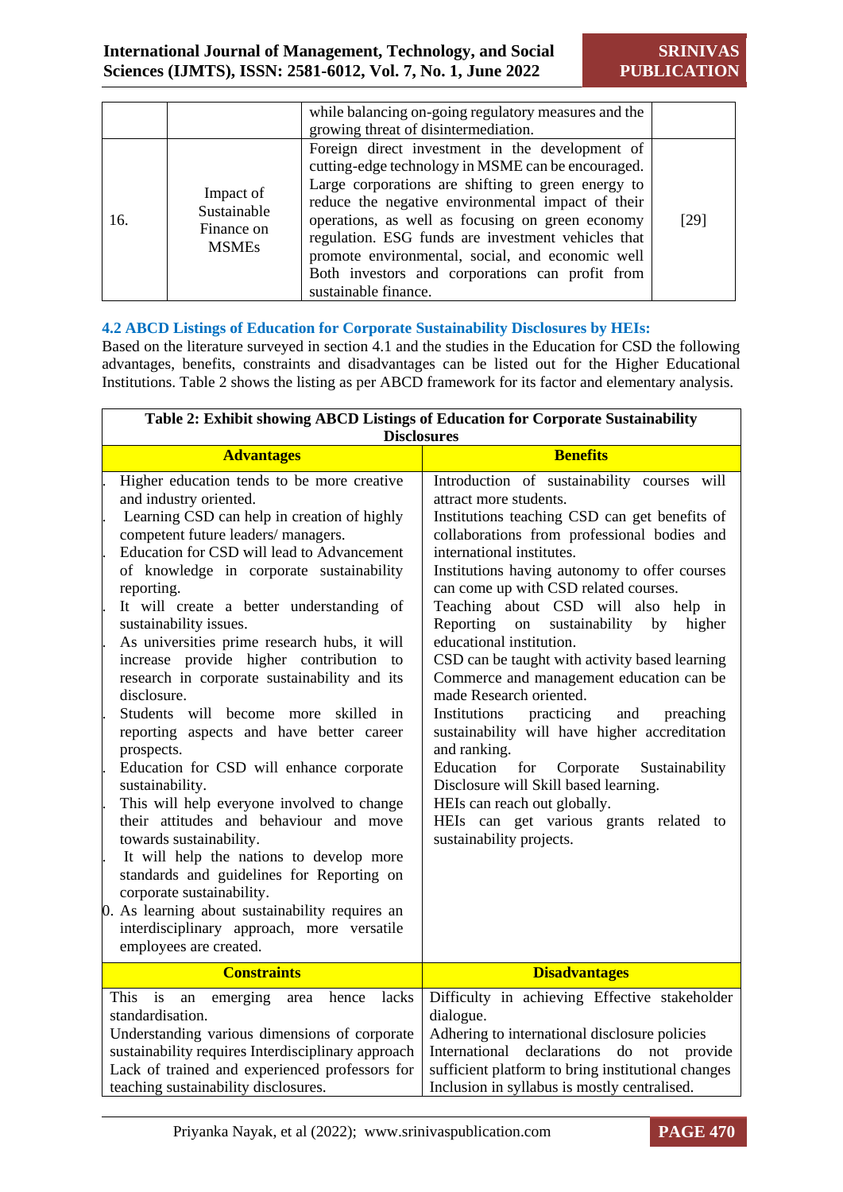| | | while balancing on-going regulatory measures and the growing threat of disintermediation. | |
|---|---|---|---|
| 16. | Impact of Sustainable Finance on MSMEs | Foreign direct investment in the development of cutting-edge technology in MSME can be encouraged. Large corporations are shifting to green energy to reduce the negative environmental impact of their operations, as well as focusing on green economy regulation. ESG funds are investment vehicles that promote environmental, social, and economic well Both investors and corporations can profit from sustainable finance. | [29] |

### 4.2 ABCD Listings of Education for Corporate Sustainability Disclosures by HEIs:

Based on the literature surveyed in section 4.1 and the studies in the Education for CSD the following advantages, benefits, constraints and disadvantages can be listed out for the Higher Educational Institutions. Table 2 shows the listing as per ABCD framework for its factor and elementary analysis.

**Table 2: Exhibit showing ABCD Listings of Education for Corporate Sustainability Disclosures**

| **Advantages** | **Benefits** |
|---|---|
| 1. Higher education tends to be more creative and industry oriented.<br>2. Learning CSD can help in creation of highly competent future leaders/ managers.<br>3. Education for CSD will lead to Advancement of knowledge in corporate sustainability reporting.<br>4. It will create a better understanding of sustainability issues.<br>5. As universities prime research hubs, it will increase provide higher contribution to research in corporate sustainability and its disclosure.<br>6. Students will become more skilled in reporting aspects and have better career prospects.<br>7. Education for CSD will enhance corporate sustainability.<br>8. This will help everyone involved to change their attitudes and behaviour and move towards sustainability.<br>9. It will help the nations to develop more standards and guidelines for Reporting on corporate sustainability.<br>10. As learning about sustainability requires an interdisciplinary approach, more versatile employees are created. | Introduction of sustainability courses will attract more students.<br>Institutions teaching CSD can get benefits of collaborations from professional bodies and international institutes.<br>Institutions having autonomy to offer courses can come up with CSD related courses.<br>Teaching about CSD will also help in Reporting on sustainability by higher educational institution.<br>CSD can be taught with activity based learning<br>Commerce and management education can be made Research oriented.<br>Institutions practicing and preaching sustainability will have higher accreditation and ranking.<br>Education for Corporate Sustainability Disclosure will Skill based learning.<br>HEIs can reach out globally.<br>HEIs can get various grants related to sustainability projects. |
| **Constraints** | **Disadvantages** |
| This is an emerging area hence lacks standardisation.<br>Understanding various dimensions of corporate sustainability requires Interdisciplinary approach<br>Lack of trained and experienced professors for teaching sustainability disclosures. | Difficulty in achieving Effective stakeholder dialogue.<br>Adhering to international disclosure policies<br>International declarations do not provide sufficient platform to bring institutional changes<br>Inclusion in syllabus is mostly centralised. |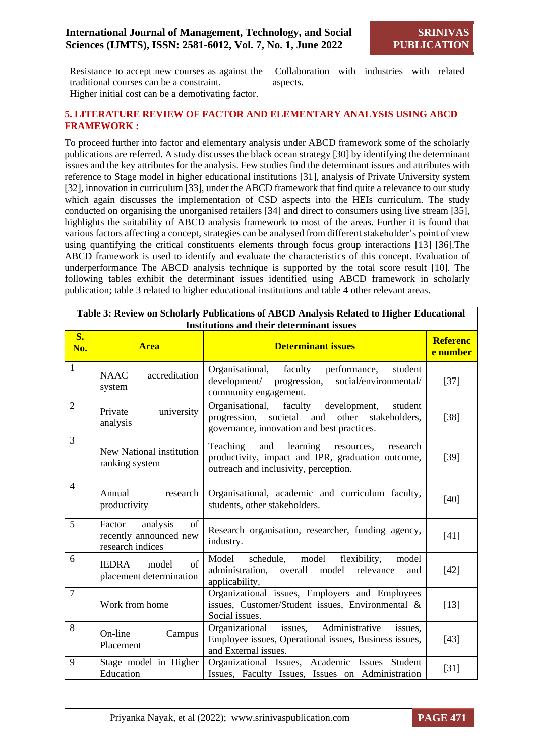| Resistance to accept new courses as against the traditional courses can be a constraint. Higher initial cost can be a demotivating factor. | Collaboration with industries with related aspects. |
|---|---|

## 5. LITERATURE REVIEW OF FACTOR AND ELEMENTARY ANALYSIS USING ABCD FRAMEWORK :

To proceed further into factor and elementary analysis under ABCD framework some of the scholarly publications are referred. A study discusses the black ocean strategy [30] by identifying the determinant issues and the key attributes for the analysis. Few studies find the determinant issues and attributes with reference to Stage model in higher educational institutions [31], analysis of Private University system [32], innovation in curriculum [33], under the ABCD framework that find quite a relevance to our study which again discusses the implementation of CSD aspects into the HEIs curriculum. The study conducted on organising the unorganised retailers [34] and direct to consumers using live stream [35], highlights the suitability of ABCD analysis framework to most of the areas. Further it is found that various factors affecting a concept, strategies can be analysed from different stakeholder's point of view using quantifying the critical constituents elements through focus group interactions [13] [36].The ABCD framework is used to identify and evaluate the characteristics of this concept. Evaluation of underperformance The ABCD analysis technique is supported by the total score result [10]. The following tables exhibit the determinant issues identified using ABCD framework in scholarly publication; table 3 related to higher educational institutions and table 4 other relevant areas.

**Table 3: Review on Scholarly Publications of ABCD Analysis Related to Higher Educational Institutions and their determinant issues**

| S. No. | Area | Determinant issues | Reference number |
|---|---|---|---|
| 1 | NAAC accreditation system | Organisational, faculty performance, student development/ progression, social/environmental/ community engagement. | [37] |
| 2 | Private university analysis | Organisational, faculty development, student progression, societal and other stakeholders, governance, innovation and best practices. | [38] |
| 3 | New National institution ranking system | Teaching and learning resources, research productivity, impact and IPR, graduation outcome, outreach and inclusivity, perception. | [39] |
| 4 | Annual research productivity | Organisational, academic and curriculum faculty, students, other stakeholders. | [40] |
| 5 | Factor analysis of recently announced new research indices | Research organisation, researcher, funding agency, industry. | [41] |
| 6 | IEDRA model of placement determination | Model schedule, model flexibility, model administration, overall model relevance and applicability. | [42] |
| 7 | Work from home | Organizational issues, Employers and Employees issues, Customer/Student issues, Environmental & Social issues. | [13] |
| 8 | On-line Campus Placement | Organizational issues, Administrative issues, Employee issues, Operational issues, Business issues, and External issues. | [43] |
| 9 | Stage model in Higher Education | Organizational Issues, Academic Issues Student Issues, Faculty Issues, Issues on Administration | [31] |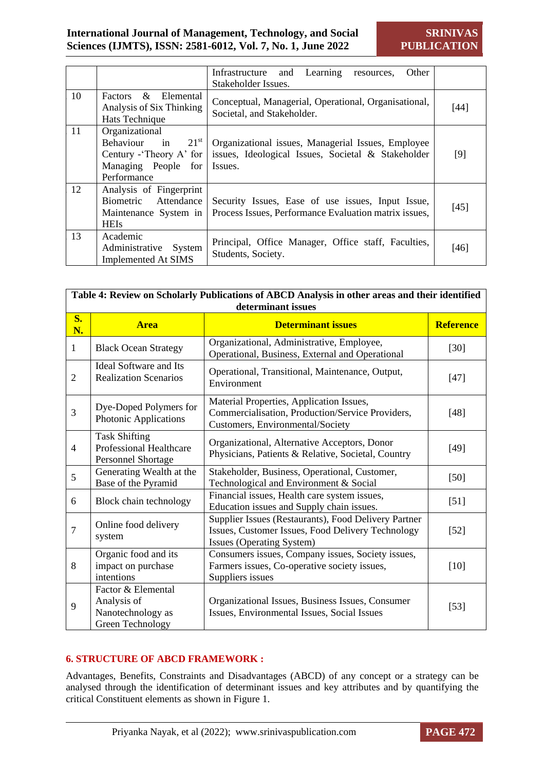|  |  | Infrastructure and Learning resources, Other Stakeholder Issues. |  |
|---|---|---|---|
| 10 | Factors & Elemental Analysis of Six Thinking Hats Technique | Conceptual, Managerial, Operational, Organisational, Societal, and Stakeholder. | [44] |
| 11 | Organizational Behaviour in 21st Century -'Theory A' for Managing People for Performance | Organizational issues, Managerial Issues, Employee issues, Ideological Issues, Societal & Stakeholder Issues. | [9] |
| 12 | Analysis of Fingerprint Biometric Attendance Maintenance System in HEIs | Security Issues, Ease of use issues, Input Issue, Process Issues, Performance Evaluation matrix issues, | [45] |
| 13 | Academic Administrative System Implemented At SIMS | Principal, Office Manager, Office staff, Faculties, Students, Society. | [46] |

**Table 4: Review on Scholarly Publications of ABCD Analysis in other areas and their identified determinant issues**

| S. N. | Area | Determinant issues | Reference |
|---|---|---|---|
| 1 | Black Ocean Strategy | Organizational, Administrative, Employee, Operational, Business, External and Operational | [30] |
| 2 | Ideal Software and Its Realization Scenarios | Operational, Transitional, Maintenance, Output, Environment | [47] |
| 3 | Dye-Doped Polymers for Photonic Applications | Material Properties, Application Issues, Commercialisation, Production/Service Providers, Customers, Environmental/Society | [48] |
| 4 | Task Shifting Professional Healthcare Personnel Shortage | Organizational, Alternative Acceptors, Donor Physicians, Patients & Relative, Societal, Country | [49] |
| 5 | Generating Wealth at the Base of the Pyramid | Stakeholder, Business, Operational, Customer, Technological and Environment & Social | [50] |
| 6 | Block chain technology | Financial issues, Health care system issues, Education issues and Supply chain issues. | [51] |
| 7 | Online food delivery system | Supplier Issues (Restaurants), Food Delivery Partner Issues, Customer Issues, Food Delivery Technology Issues (Operating System) | [52] |
| 8 | Organic food and its impact on purchase intentions | Consumers issues, Company issues, Society issues, Farmers issues, Co-operative society issues, Suppliers issues | [10] |
| 9 | Factor & Elemental Analysis of Nanotechnology as Green Technology | Organizational Issues, Business Issues, Consumer Issues, Environmental Issues, Social Issues | [53] |

## 6. STRUCTURE OF ABCD FRAMEWORK :

Advantages, Benefits, Constraints and Disadvantages (ABCD) of any concept or a strategy can be analysed through the identification of determinant issues and key attributes and by quantifying the critical Constituent elements as shown in Figure 1.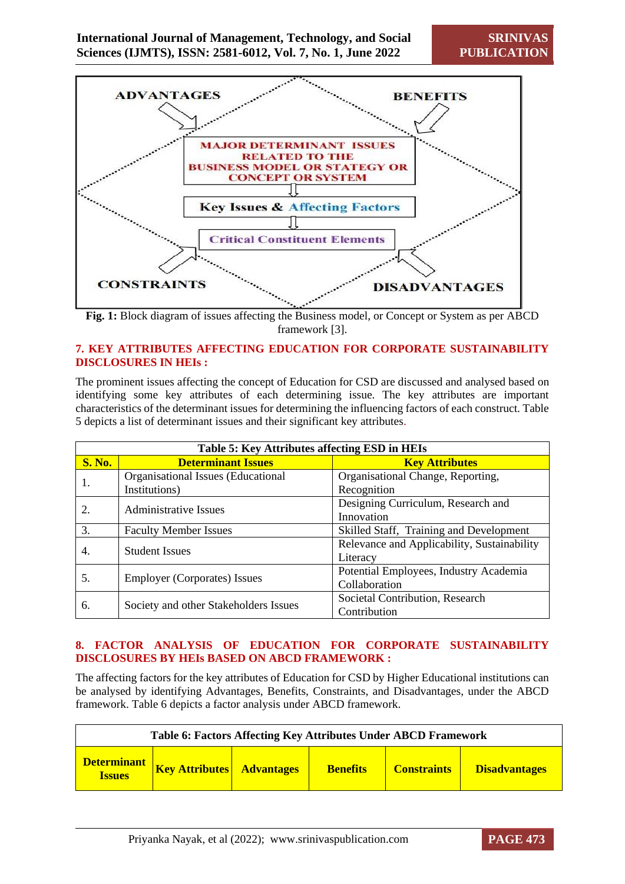Fig. 1: Block diagram of issues affecting the Business model, or Concept or System as per ABCD framework [3].

## 7. KEY ATTRIBUTES AFFECTING EDUCATION FOR CORPORATE SUSTAINABILITY DISCLOSURES IN HEIs :

The prominent issues affecting the concept of Education for CSD are discussed and analysed based on identifying some key attributes of each determining issue. The key attributes are important characteristics of the determinant issues for determining the influencing factors of each construct. Table 5 depicts a list of determinant issues and their significant key attributes.

**Table 5: Key Attributes affecting ESD in HEIs**

| S. No. | Determinant Issues | Key Attributes |
|---|---|---|
| 1. | Organisational Issues (Educational Institutions) | Organisational Change, Reporting, Recognition |
| 2. | Administrative Issues | Designing Curriculum, Research and Innovation |
| 3. | Faculty Member Issues | Skilled Staff, Training and Development |
| 4. | Student Issues | Relevance and Applicability, Sustainability Literacy |
| 5. | Employer (Corporates) Issues | Potential Employees, Industry Academia Collaboration |
| 6. | Society and other Stakeholders Issues | Societal Contribution, Research Contribution |

## 8. FACTOR ANALYSIS OF EDUCATION FOR CORPORATE SUSTAINABILITY DISCLOSURES BY HEIs BASED ON ABCD FRAMEWORK :

The affecting factors for the key attributes of Education for CSD by Higher Educational institutions can be analysed by identifying Advantages, Benefits, Constraints, and Disadvantages, under the ABCD framework. Table 6 depicts a factor analysis under ABCD framework.

**Table 6: Factors Affecting Key Attributes Under ABCD Framework**

| Determinant Issues | Key Attributes | Advantages | Benefits | Constraints | Disadvantages |
|---|---|---|---|---|---|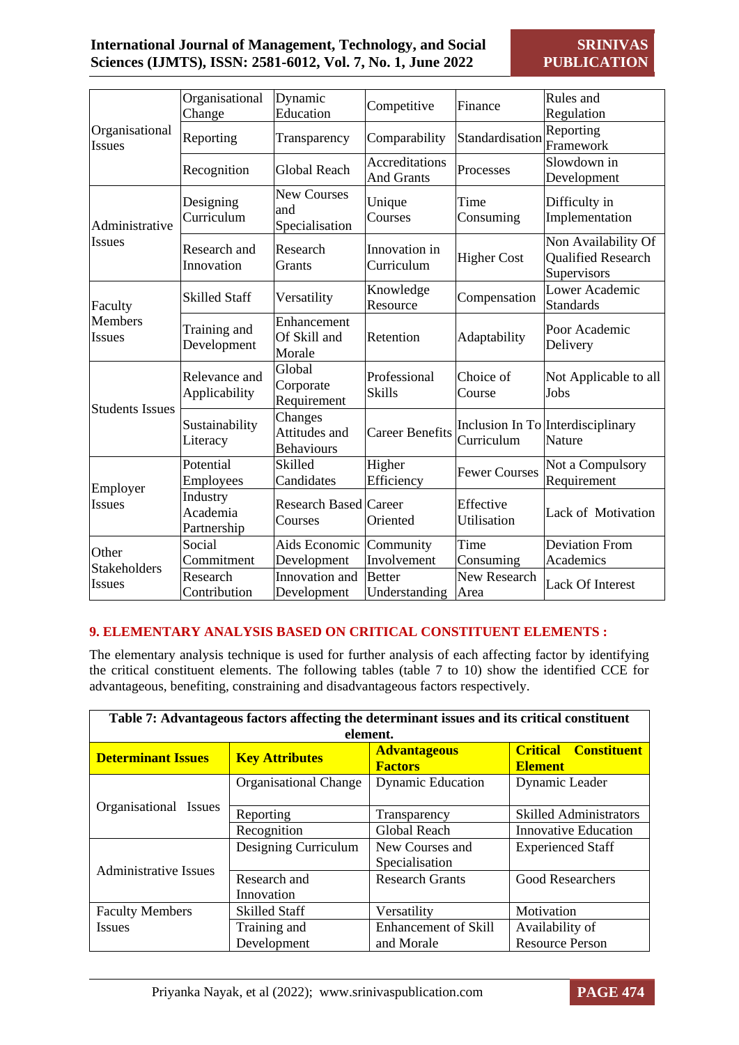| | | | | | |
|---|---|---|---|---|---|
| Organisational Issues | Organisational Change | Dynamic Education | Competitive | Finance | Rules and Regulation |
| | Reporting | Transparency | Comparability | Standardisation | Reporting Framework |
| | Recognition | Global Reach | Accreditations And Grants | Processes | Slowdown in Development |
| Administrative Issues | Designing Curriculum | New Courses and Specialisation | Unique Courses | Time Consuming | Difficulty in Implementation |
| | Research and Innovation | Research Grants | Innovation in Curriculum | Higher Cost | Non Availability Of Qualified Research Supervisors |
| Faculty Members Issues | Skilled Staff | Versatility | Knowledge Resource | Compensation | Lower Academic Standards |
| | Training and Development | Enhancement Of Skill and Morale | Retention | Adaptability | Poor Academic Delivery |
| Students Issues | Relevance and Applicability | Global Corporate Requirement | Professional Skills | Choice of Course | Not Applicable to all Jobs |
| | Sustainability Literacy | Changes Attitudes and Behaviours | Career Benefits | Inclusion In To Curriculum | Interdisciplinary Nature |
| Employer Issues | Potential Employees | Skilled Candidates | Higher Efficiency | Fewer Courses | Not a Compulsory Requirement |
| | Industry Academia Partnership | Research Based Courses | Career Oriented | Effective Utilisation | Lack of Motivation |
| Other Stakeholders Issues | Social Commitment | Aids Economic Development | Community Involvement | Time Consuming | Deviation From Academics |
| | Research Contribution | Innovation and Development | Better Understanding | New Research Area | Lack Of Interest |

## 9. ELEMENTARY ANALYSIS BASED ON CRITICAL CONSTITUENT ELEMENTS :

The elementary analysis technique is used for further analysis of each affecting factor by identifying the critical constituent elements. The following tables (table 7 to 10) show the identified CCE for advantageous, benefiting, constraining and disadvantageous factors respectively.

**Table 7: Advantageous factors affecting the determinant issues and its critical constituent element.**

| Determinant Issues | Key Attributes | Advantageous Factors | Critical Constituent Element |
|---|---|---|---|
| Organisational Issues | Organisational Change | Dynamic Education | Dynamic Leader |
| | Reporting | Transparency | Skilled Administrators |
| | Recognition | Global Reach | Innovative Education |
| Administrative Issues | Designing Curriculum | New Courses and Specialisation | Experienced Staff |
| | Research and Innovation | Research Grants | Good Researchers |
| Faculty Members Issues | Skilled Staff | Versatility | Motivation |
| | Training and Development | Enhancement of Skill and Morale | Availability of Resource Person |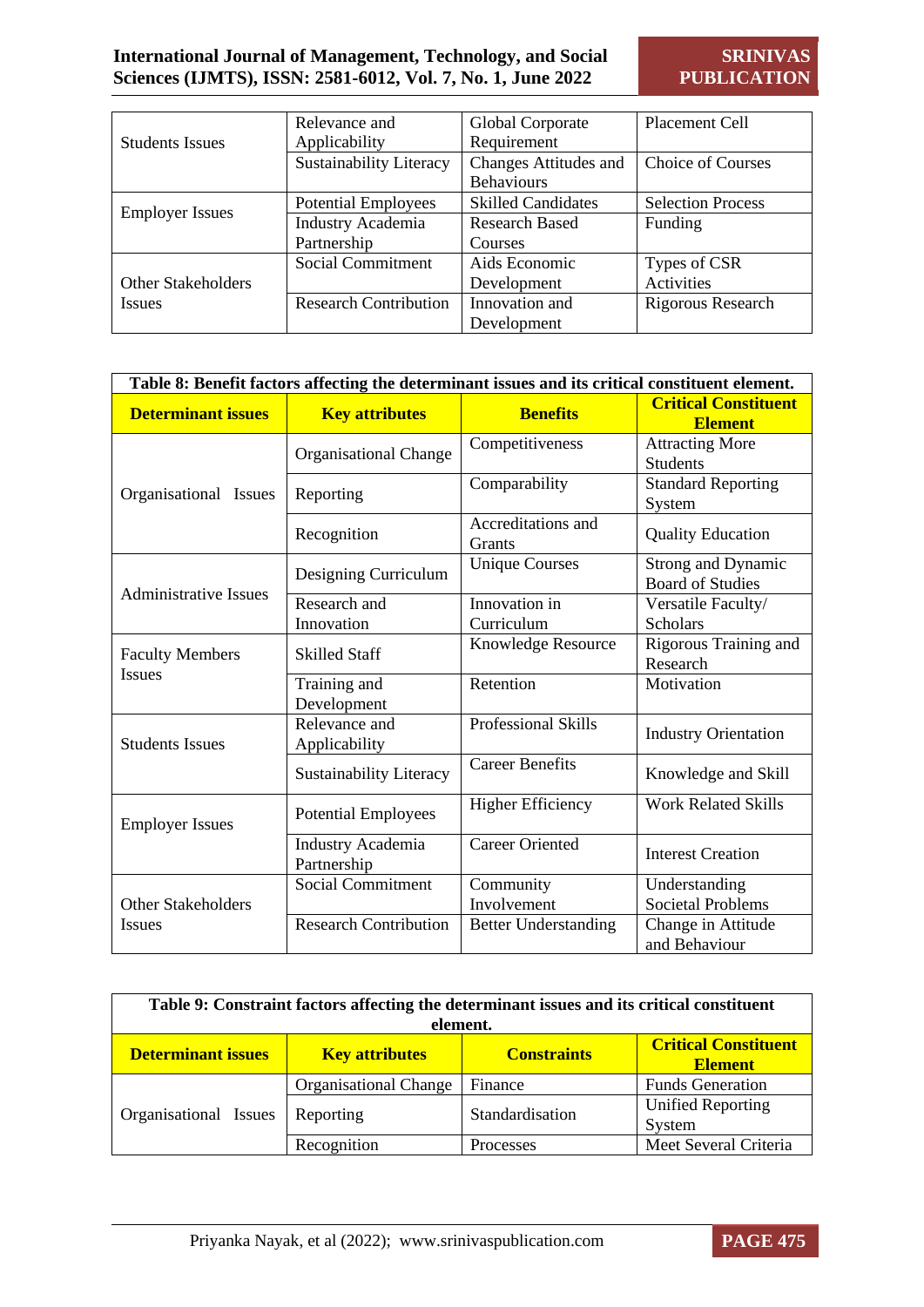| Students Issues | Relevance and Applicability | Global Corporate Requirement | Placement Cell |
|---|---|---|---|
| | Sustainability Literacy | Changes Attitudes and Behaviours | Choice of Courses |
| Employer Issues | Potential Employees | Skilled Candidates | Selection Process |
| | Industry Academia Partnership | Research Based Courses | Funding |
| Other Stakeholders Issues | Social Commitment | Aids Economic Development | Types of CSR Activities |
| | Research Contribution | Innovation and Development | Rigorous Research |

**Table 8: Benefit factors affecting the determinant issues and its critical constituent element.**

| Determinant issues | Key attributes | Benefits | Critical Constituent Element |
|---|---|---|---|
| Organisational Issues | Organisational Change | Competitiveness | Attracting More Students |
| | Reporting | Comparability | Standard Reporting System |
| | Recognition | Accreditations and Grants | Quality Education |
| Administrative Issues | Designing Curriculum | Unique Courses | Strong and Dynamic Board of Studies |
| | Research and Innovation | Innovation in Curriculum | Versatile Faculty/ Scholars |
| Faculty Members Issues | Skilled Staff | Knowledge Resource | Rigorous Training and Research |
| | Training and Development | Retention | Motivation |
| Students Issues | Relevance and Applicability | Professional Skills | Industry Orientation |
| | Sustainability Literacy | Career Benefits | Knowledge and Skill |
| Employer Issues | Potential Employees | Higher Efficiency | Work Related Skills |
| | Industry Academia Partnership | Career Oriented | Interest Creation |
| Other Stakeholders Issues | Social Commitment | Community Involvement | Understanding Societal Problems |
| | Research Contribution | Better Understanding | Change in Attitude and Behaviour |

**Table 9: Constraint factors affecting the determinant issues and its critical constituent element.**

| Determinant issues | Key attributes | Constraints | Critical Constituent Element |
|---|---|---|---|
| Organisational Issues | Organisational Change | Finance | Funds Generation |
| | Reporting | Standardisation | Unified Reporting System |
| | Recognition | Processes | Meet Several Criteria |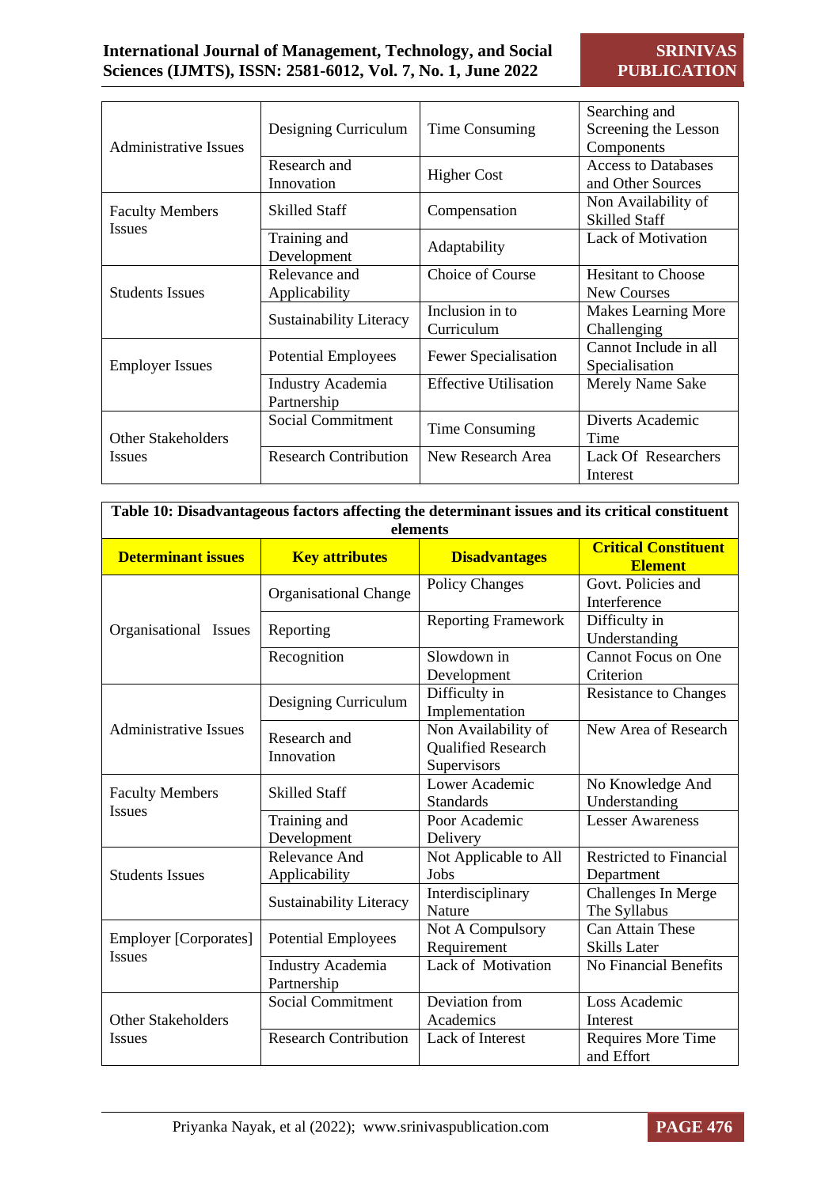| | | | |
|---|---|---|---|
| Administrative Issues | Designing Curriculum | Time Consuming | Searching and Screening the Lesson Components |
| | Research and Innovation | Higher Cost | Access to Databases and Other Sources |
| Faculty Members Issues | Skilled Staff | Compensation | Non Availability of Skilled Staff |
| | Training and Development | Adaptability | Lack of Motivation |
| Students Issues | Relevance and Applicability | Choice of Course | Hesitant to Choose New Courses |
| | Sustainability Literacy | Inclusion in to Curriculum | Makes Learning More Challenging |
| Employer Issues | Potential Employees | Fewer Specialisation | Cannot Include in all Specialisation |
| | Industry Academia Partnership | Effective Utilisation | Merely Name Sake |
| Other Stakeholders Issues | Social Commitment | Time Consuming | Diverts Academic Time |
| | Research Contribution | New Research Area | Lack Of Researchers Interest |

**Table 10: Disadvantageous factors affecting the determinant issues and its critical constituent elements**

| Determinant issues | Key attributes | Disadvantages | Critical Constituent Element |
|---|---|---|---|
| Organisational Issues | Organisational Change | Policy Changes | Govt. Policies and Interference |
| | Reporting | Reporting Framework | Difficulty in Understanding |
| | Recognition | Slowdown in Development | Cannot Focus on One Criterion |
| Administrative Issues | Designing Curriculum | Difficulty in Implementation | Resistance to Changes |
| | Research and Innovation | Non Availability of Qualified Research Supervisors | New Area of Research |
| Faculty Members Issues | Skilled Staff | Lower Academic Standards | No Knowledge And Understanding |
| | Training and Development | Poor Academic Delivery | Lesser Awareness |
| Students Issues | Relevance And Applicability | Not Applicable to All Jobs | Restricted to Financial Department |
| | Sustainability Literacy | Interdisciplinary Nature | Challenges In Merge The Syllabus |
| Employer [Corporates] Issues | Potential Employees | Not A Compulsory Requirement | Can Attain These Skills Later |
| | Industry Academia Partnership | Lack of Motivation | No Financial Benefits |
| Other Stakeholders Issues | Social Commitment | Deviation from Academics | Loss Academic Interest |
| | Research Contribution | Lack of Interest | Requires More Time and Effort |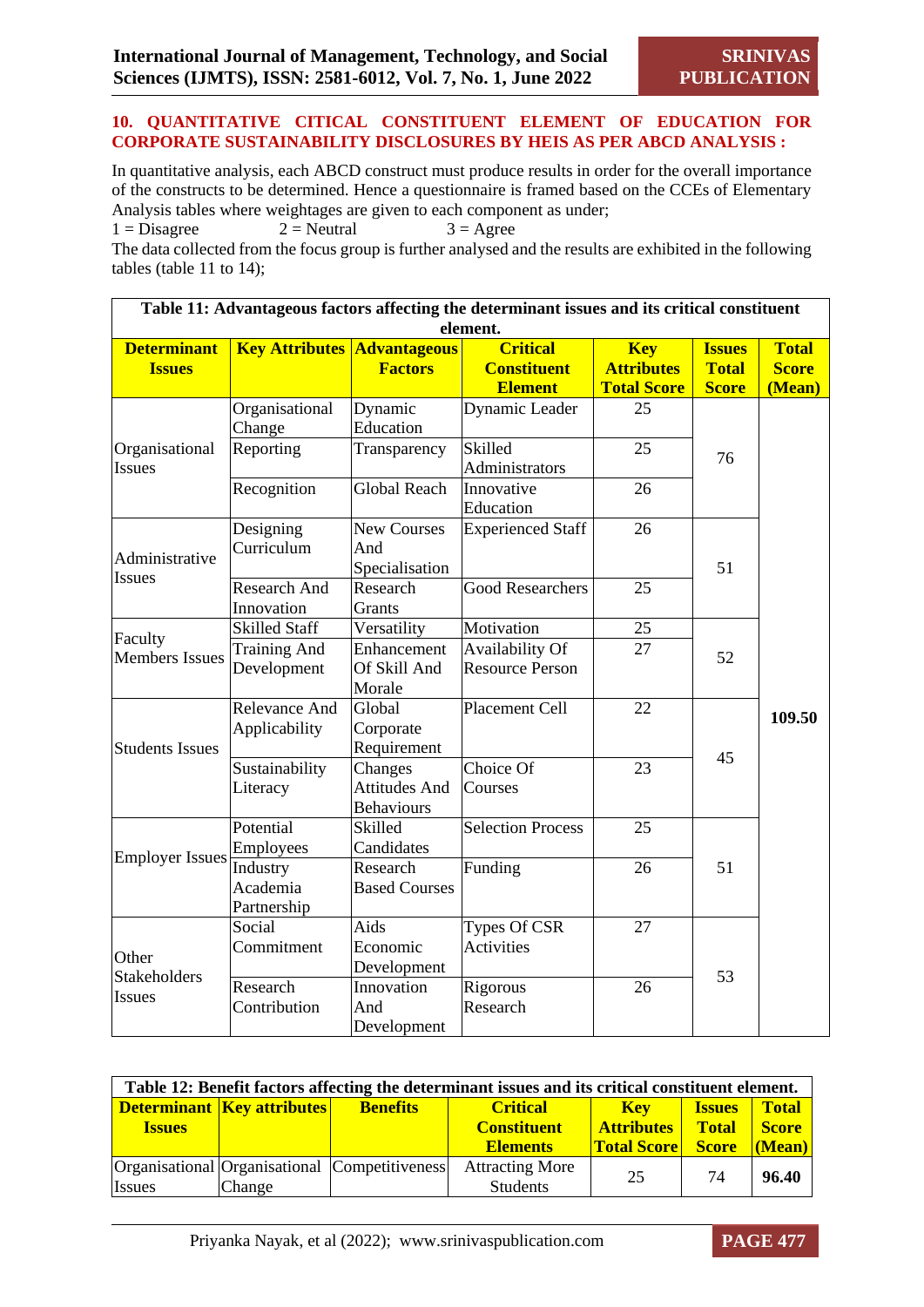## 10. QUANTITATIVE CITICAL CONSTITUENT ELEMENT OF EDUCATION FOR CORPORATE SUSTAINABILITY DISCLOSURES BY HEIS AS PER ABCD ANALYSIS :

In quantitative analysis, each ABCD construct must produce results in order for the overall importance of the constructs to be determined. Hence a questionnaire is framed based on the CCEs of Elementary Analysis tables where weightages are given to each component as under;

1 = Disagree 2 = Neutral 3 = Agree

The data collected from the focus group is further analysed and the results are exhibited in the following tables (table 11 to 14);

**Table 11: Advantageous factors affecting the determinant issues and its critical constituent element.**

| Determinant Issues | Key Attributes | Advantageous Factors | Critical Constituent Element | Key Attributes Total Score | Issues Total Score | Total Score (Mean) |
|---|---|---|---|---|---|---|
| Organisational Issues | Organisational Change | Dynamic Education | Dynamic Leader | 25 | 76 | 109.50 |
| | Reporting | Transparency | Skilled Administrators | 25 | | |
| | Recognition | Global Reach | Innovative Education | 26 | | |
| Administrative Issues | Designing Curriculum | New Courses And Specialisation | Experienced Staff | 26 | 51 | |
| | Research And Innovation | Research Grants | Good Researchers | 25 | | |
| Faculty Members Issues | Skilled Staff | Versatility | Motivation | 25 | 52 | |
| | Training And Development | Enhancement Of Skill And Morale | Availability Of Resource Person | 27 | | |
| Students Issues | Relevance And Applicability | Global Corporate Requirement | Placement Cell | 22 | 45 | |
| | Sustainability Literacy | Changes Attitudes And Behaviours | Choice Of Courses | 23 | | |
| Employer Issues | Potential Employees | Skilled Candidates | Selection Process | 25 | 51 | |
| | Industry Academia Partnership | Research Based Courses | Funding | 26 | | |
| Other Stakeholders Issues | Social Commitment | Aids Economic Development | Types Of CSR Activities | 27 | 53 | |
| | Research Contribution | Innovation And Development | Rigorous Research | 26 | | |

**Table 12: Benefit factors affecting the determinant issues and its critical constituent element.**

| Determinant Issues | Key attributes | Benefits | Critical Constituent Elements | Key Attributes Total Score | Issues Total Score | Total Score (Mean) |
|---|---|---|---|---|---|---|
| Organisational Issues | Organisational Change | Competitiveness | Attracting More Students | 25 | 74 | 96.40 |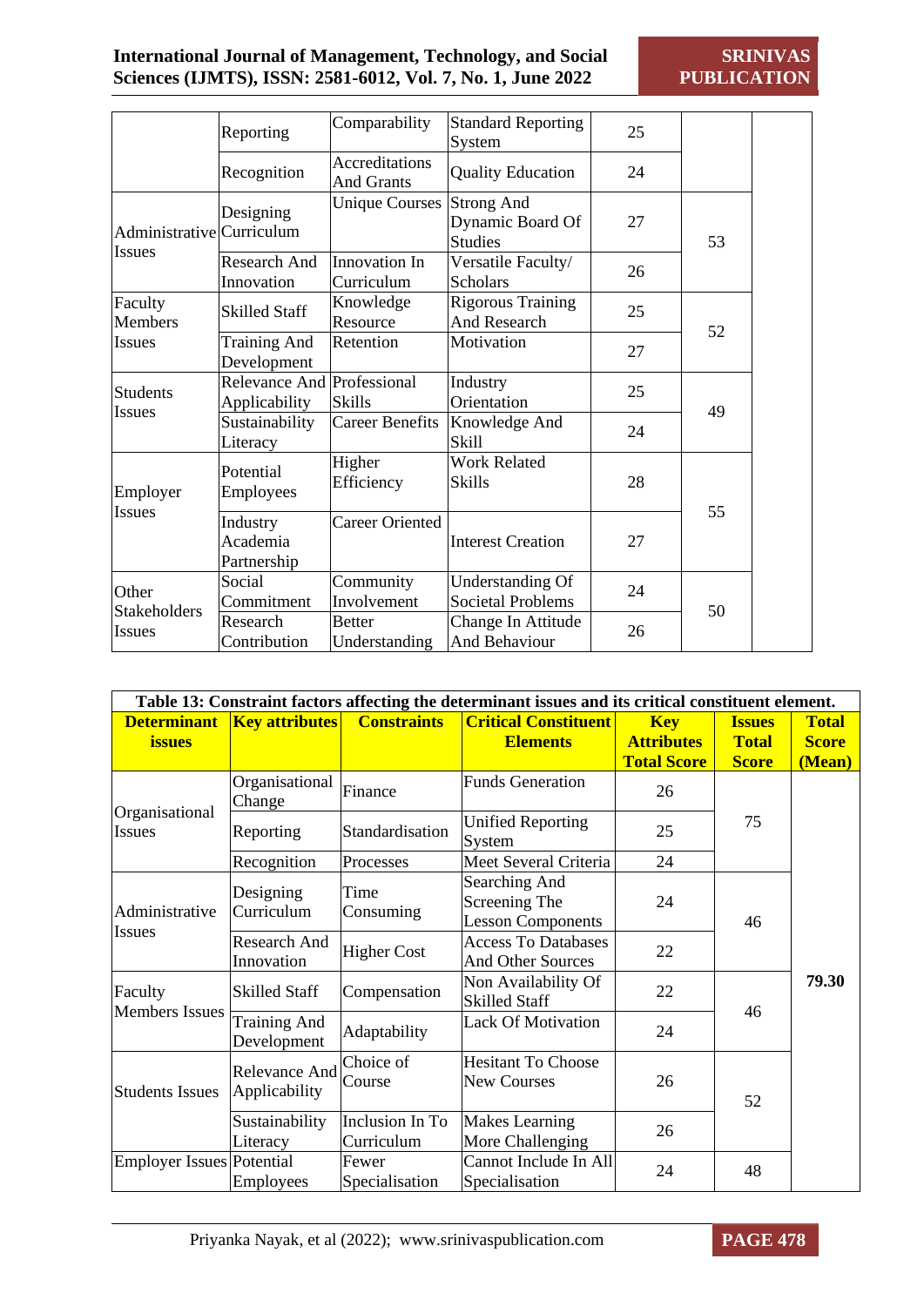| | | | | | | |
|---|---|---|---|---|---|---|
| | Reporting | Comparability | Standard Reporting System | 25 | | |
| | Recognition | Accreditations And Grants | Quality Education | 24 | | |
| Administrative Issues | Designing Curriculum | Unique Courses | Strong And Dynamic Board Of Studies | 27 | 53 | |
| | Research And Innovation | Innovation In Curriculum | Versatile Faculty/ Scholars | 26 | | |
| Faculty Members Issues | Skilled Staff | Knowledge Resource | Rigorous Training And Research | 25 | 52 | |
| | Training And Development | Retention | Motivation | 27 | | |
| Students Issues | Relevance And Applicability | Professional Skills | Industry Orientation | 25 | 49 | |
| | Sustainability Literacy | Career Benefits | Knowledge And Skill | 24 | | |
| Employer Issues | Potential Employees | Higher Efficiency | Work Related Skills | 28 | 55 | |
| | Industry Academia Partnership | Career Oriented | Interest Creation | 27 | | |
| Other Stakeholders Issues | Social Commitment | Community Involvement | Understanding Of Societal Problems | 24 | 50 | |
| | Research Contribution | Better Understanding | Change In Attitude And Behaviour | 26 | | |

**Table 13: Constraint factors affecting the determinant issues and its critical constituent element.**

| Determinant issues | Key attributes | Constraints | Critical Constituent Elements | Key Attributes Total Score | Issues Total Score | Total Score (Mean) |
|---|---|---|---|---|---|---|
| Organisational Issues | Organisational Change | Finance | Funds Generation | 26 | 75 | 79.30 |
| | Reporting | Standardisation | Unified Reporting System | 25 | | |
| | Recognition | Processes | Meet Several Criteria | 24 | | |
| Administrative Issues | Designing Curriculum | Time Consuming | Searching And Screening The Lesson Components | 24 | 46 | |
| | Research And Innovation | Higher Cost | Access To Databases And Other Sources | 22 | | |
| Faculty Members Issues | Skilled Staff | Compensation | Non Availability Of Skilled Staff | 22 | 46 | |
| | Training And Development | Adaptability | Lack Of Motivation | 24 | | |
| Students Issues | Relevance And Applicability | Choice of Course | Hesitant To Choose New Courses | 26 | 52 | |
| | Sustainability Literacy | Inclusion In To Curriculum | Makes Learning More Challenging | 26 | | |
| Employer Issues | Potential Employees | Fewer Specialisation | Cannot Include In All Specialisation | 24 | 48 | |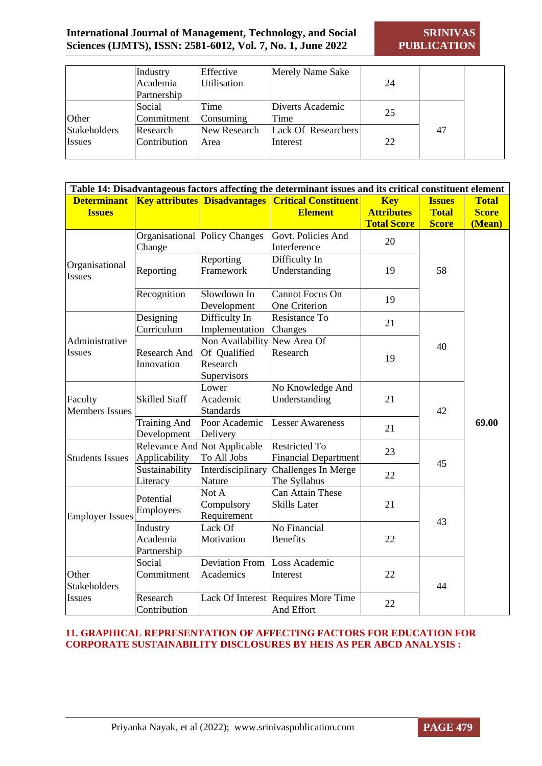|  |  |  |  |  |  |  |
|---|---|---|---|---|---|---|
|  | Industry Academia Partnership | Effective Utilisation | Merely Name Sake | 24 |  |  |
| Other Stakeholders Issues | Social Commitment | Time Consuming | Diverts Academic Time | 25 | 47 |  |
|  | Research Contribution | New Research Area | Lack Of Researchers Interest | 22 |  |  |

**Table 14: Disadvantageous factors affecting the determinant issues and its critical constituent element**

| Determinant Issues | Key attributes | Disadvantages | Critical Constituent Element | Key Attributes Total Score | Issues Total Score | Total Score (Mean) |
|---|---|---|---|---|---|---|
| Organisational Issues | Organisational Change | Policy Changes | Govt. Policies And Interference | 20 | 58 | 69.00 |
|  | Reporting | Reporting Framework | Difficulty In Understanding | 19 |  |  |
|  | Recognition | Slowdown In Development | Cannot Focus On One Criterion | 19 |  |  |
| Administrative Issues | Designing Curriculum | Difficulty In Implementation | Resistance To Changes | 21 | 40 |  |
|  | Research And Innovation | Non Availability Of Qualified Research Supervisors | New Area Of Research | 19 |  |  |
| Faculty Members Issues | Skilled Staff | Lower Academic Standards | No Knowledge And Understanding | 21 | 42 |  |
|  | Training And Development | Poor Academic Delivery | Lesser Awareness | 21 |  |  |
| Students Issues | Relevance And Applicability | Not Applicable To All Jobs | Restricted To Financial Department | 23 | 45 |  |
|  | Sustainability Literacy | Interdisciplinary Nature | Challenges In Merge The Syllabus | 22 |  |  |
| Employer Issues | Potential Employees | Not A Compulsory Requirement | Can Attain These Skills Later | 21 | 43 |  |
|  | Industry Academia Partnership | Lack Of Motivation | No Financial Benefits | 22 |  |  |
| Other Stakeholders Issues | Social Commitment | Deviation From Academics | Loss Academic Interest | 22 | 44 |  |
|  | Research Contribution | Lack Of Interest | Requires More Time And Effort | 22 |  |  |

## 11. GRAPHICAL REPRESENTATION OF AFFECTING FACTORS FOR EDUCATION FOR CORPORATE SUSTAINABILITY DISCLOSURES BY HEIS AS PER ABCD ANALYSIS :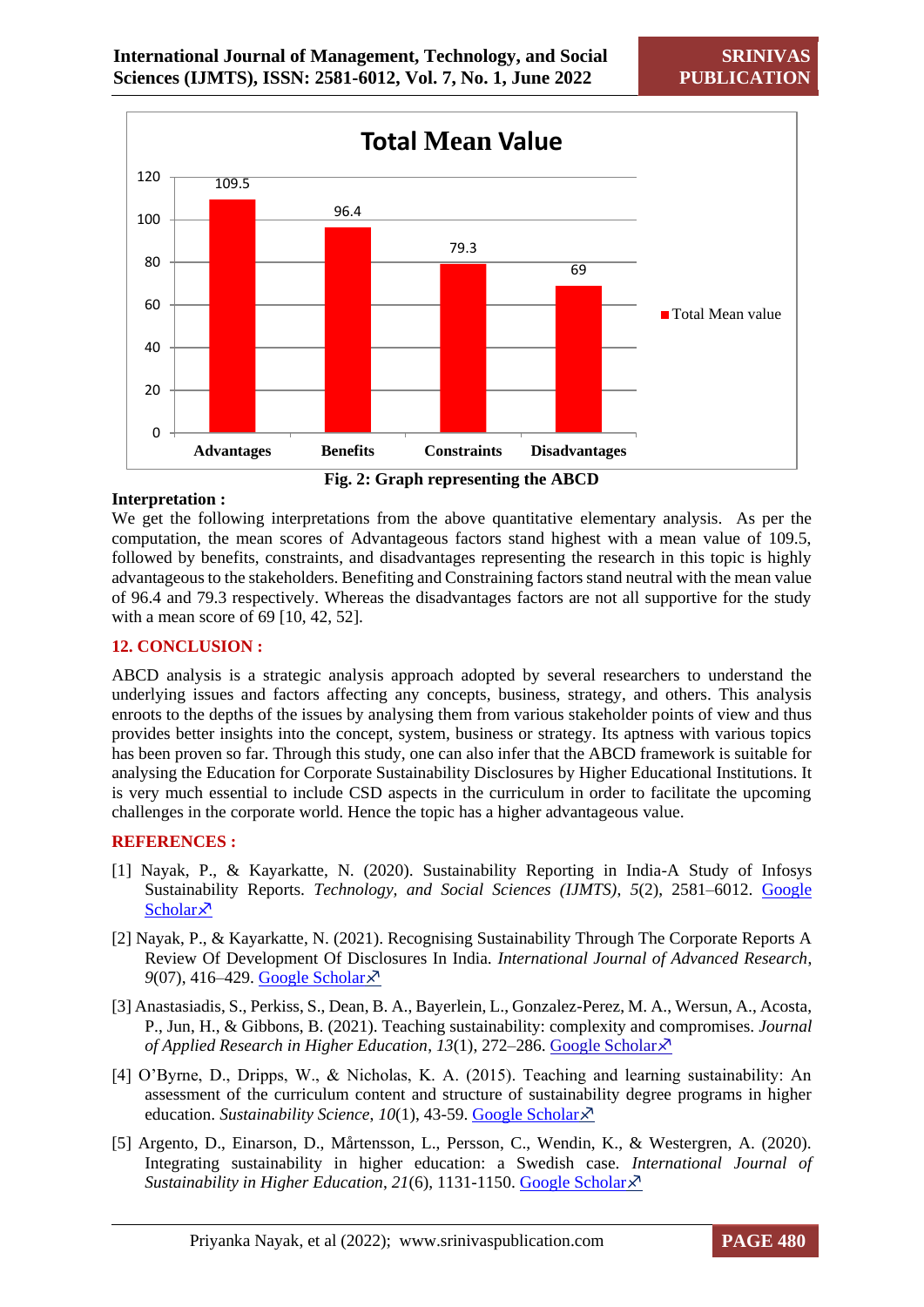Fig. 2: Graph representing the ABCD

**Interpretation :**

We get the following interpretations from the above quantitative elementary analysis. As per the computation, the mean scores of Advantageous factors stand highest with a mean value of 109.5, followed by benefits, constraints, and disadvantages representing the research in this topic is highly advantageous to the stakeholders. Benefiting and Constraining factors stand neutral with the mean value of 96.4 and 79.3 respectively. Whereas the disadvantages factors are not all supportive for the study with a mean score of 69 [10, 42, 52].

## 12. CONCLUSION :

ABCD analysis is a strategic analysis approach adopted by several researchers to understand the underlying issues and factors affecting any concepts, business, strategy, and others. This analysis enroots to the depths of the issues by analysing them from various stakeholder points of view and thus provides better insights into the concept, system, business or strategy. Its aptness with various topics has been proven so far. Through this study, one can also infer that the ABCD framework is suitable for analysing the Education for Corporate Sustainability Disclosures by Higher Educational Institutions. It is very much essential to include CSD aspects in the curriculum in order to facilitate the upcoming challenges in the corporate world. Hence the topic has a higher advantageous value.

## REFERENCES :

[1] Nayak, P., & Kayarkatte, N. (2020). Sustainability Reporting in India-A Study of Infosys Sustainability Reports. *Technology, and Social Sciences (IJMTS)*, *5*(2), 2581–6012. Google Scholar

[2] Nayak, P., & Kayarkatte, N. (2021). Recognising Sustainability Through The Corporate Reports A Review Of Development Of Disclosures In India. *International Journal of Advanced Research*, *9*(07), 416–429. Google Scholar

[3] Anastasiadis, S., Perkiss, S., Dean, B. A., Bayerlein, L., Gonzalez-Perez, M. A., Wersun, A., Acosta, P., Jun, H., & Gibbons, B. (2021). Teaching sustainability: complexity and compromises. *Journal of Applied Research in Higher Education*, *13*(1), 272–286. Google Scholar

[4] O'Byrne, D., Dripps, W., & Nicholas, K. A. (2015). Teaching and learning sustainability: An assessment of the curriculum content and structure of sustainability degree programs in higher education. *Sustainability Science*, *10*(1), 43-59. Google Scholar

[5] Argento, D., Einarson, D., Mårtensson, L., Persson, C., Wendin, K., & Westergren, A. (2020). Integrating sustainability in higher education: a Swedish case. *International Journal of Sustainability in Higher Education*, *21*(6), 1131-1150. Google Scholar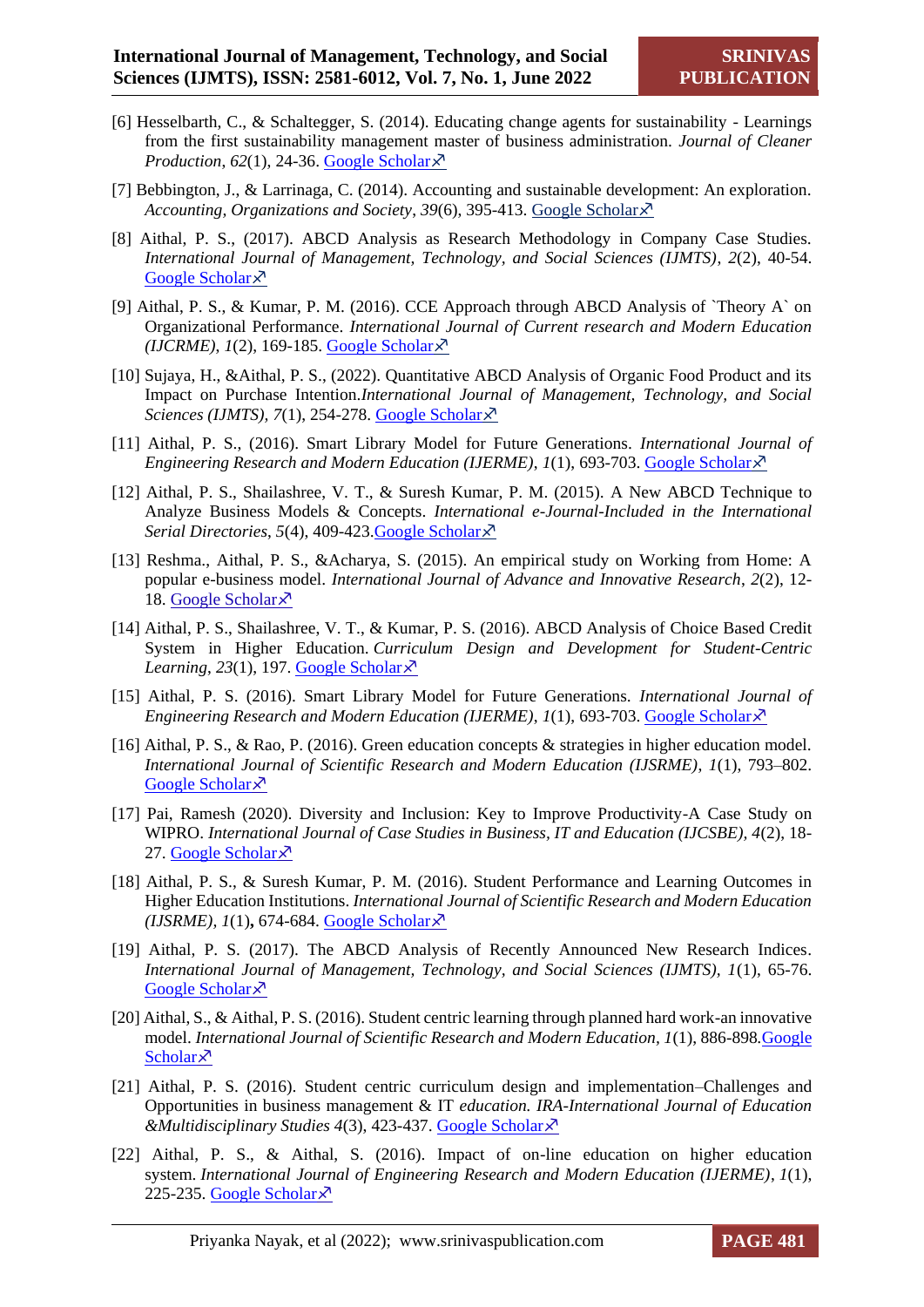[6] Hesselbarth, C., & Schaltegger, S. (2014). Educating change agents for sustainability - Learnings from the first sustainability management master of business administration. *Journal of Cleaner Production*, *62*(1), 24-36. Google Scholar↗

[7] Bebbington, J., & Larrinaga, C. (2014). Accounting and sustainable development: An exploration. *Accounting, Organizations and Society*, *39*(6), 395-413. Google Scholar↗

[8] Aithal, P. S., (2017). ABCD Analysis as Research Methodology in Company Case Studies. *International Journal of Management, Technology, and Social Sciences (IJMTS)*, *2*(2), 40-54. Google Scholar↗

[9] Aithal, P. S., & Kumar, P. M. (2016). CCE Approach through ABCD Analysis of `Theory A` on Organizational Performance. *International Journal of Current research and Modern Education (IJCRME)*, *1*(2), 169-185. Google Scholar↗

[10] Sujaya, H., &Aithal, P. S., (2022). Quantitative ABCD Analysis of Organic Food Product and its Impact on Purchase Intention.*International Journal of Management, Technology, and Social Sciences (IJMTS)*, *7*(1), 254-278. Google Scholar↗

[11] Aithal, P. S., (2016). Smart Library Model for Future Generations. *International Journal of Engineering Research and Modern Education (IJERME)*, *1*(1), 693-703. Google Scholar↗

[12] Aithal, P. S., Shailashree, V. T., & Suresh Kumar, P. M. (2015). A New ABCD Technique to Analyze Business Models & Concepts. *International e-Journal-Included in the International Serial Directories*, *5*(4), 409-423.Google Scholar↗

[13] Reshma., Aithal, P. S., &Acharya, S. (2015). An empirical study on Working from Home: A popular e-business model. *International Journal of Advance and Innovative Research*, *2*(2), 12-18. Google Scholar↗

[14] Aithal, P. S., Shailashree, V. T., & Kumar, P. S. (2016). ABCD Analysis of Choice Based Credit System in Higher Education. *Curriculum Design and Development for Student-Centric Learning*, *23*(1), 197. Google Scholar↗

[15] Aithal, P. S. (2016). Smart Library Model for Future Generations. *International Journal of Engineering Research and Modern Education (IJERME)*, *1*(1), 693-703. Google Scholar↗

[16] Aithal, P. S., & Rao, P. (2016). Green education concepts & strategies in higher education model. *International Journal of Scientific Research and Modern Education (IJSRME)*, *1*(1), 793–802. Google Scholar↗

[17] Pai, Ramesh (2020). Diversity and Inclusion: Key to Improve Productivity-A Case Study on WIPRO. *International Journal of Case Studies in Business, IT and Education (IJCSBE)*, *4*(2), 18-27. Google Scholar↗

[18] Aithal, P. S., & Suresh Kumar, P. M. (2016). Student Performance and Learning Outcomes in Higher Education Institutions. *International Journal of Scientific Research and Modern Education (IJSRME)*, *1*(1)**,** 674-684. Google Scholar↗

[19] Aithal, P. S. (2017). The ABCD Analysis of Recently Announced New Research Indices. *International Journal of Management, Technology, and Social Sciences (IJMTS)*, *1*(1), 65-76. Google Scholar↗

[20] Aithal, S., & Aithal, P. S. (2016). Student centric learning through planned hard work-an innovative model. *International Journal of Scientific Research and Modern Education, 1*(1), 886-898.Google Scholar↗

[21] Aithal, P. S. (2016). Student centric curriculum design and implementation–Challenges and Opportunities in business management & IT *education. IRA-International Journal of Education &Multidisciplinary Studies 4*(3), 423-437. Google Scholar↗

[22] Aithal, P. S., & Aithal, S. (2016). Impact of on-line education on higher education system. *International Journal of Engineering Research and Modern Education (IJERME)*, *1*(1), 225-235. Google Scholar↗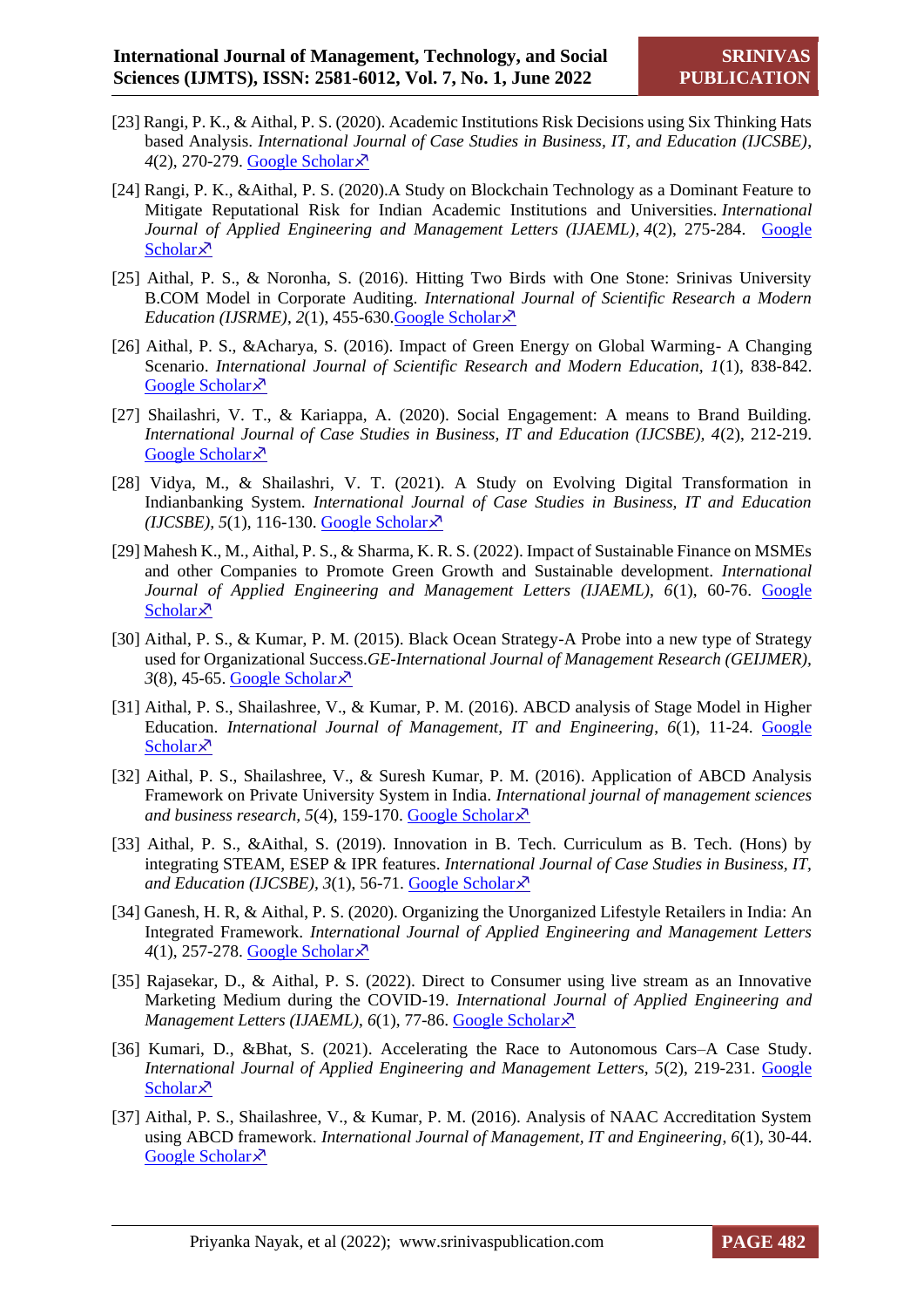[23] Rangi, P. K., & Aithal, P. S. (2020). Academic Institutions Risk Decisions using Six Thinking Hats based Analysis. *International Journal of Case Studies in Business, IT, and Education (IJCSBE)*, *4*(2), 270-279. Google Scholar↗

[24] Rangi, P. K., &Aithal, P. S. (2020).A Study on Blockchain Technology as a Dominant Feature to Mitigate Reputational Risk for Indian Academic Institutions and Universities. *International Journal of Applied Engineering and Management Letters (IJAEML)*, *4*(2), 275-284. Google Scholar↗

[25] Aithal, P. S., & Noronha, S. (2016). Hitting Two Birds with One Stone: Srinivas University B.COM Model in Corporate Auditing. *International Journal of Scientific Research a Modern Education (IJSRME)*, *2*(1), 455-630.Google Scholar↗

[26] Aithal, P. S., &Acharya, S. (2016). Impact of Green Energy on Global Warming- A Changing Scenario. *International Journal of Scientific Research and Modern Education, 1*(1), 838-842. Google Scholar↗

[27] Shailashri, V. T., & Kariappa, A. (2020). Social Engagement: A means to Brand Building. *International Journal of Case Studies in Business, IT and Education (IJCSBE), 4*(2), 212-219. Google Scholar↗

[28] Vidya, M., & Shailashri, V. T. (2021). A Study on Evolving Digital Transformation in Indianbanking System. *International Journal of Case Studies in Business, IT and Education (IJCSBE)*, *5*(1), 116-130. Google Scholar↗

[29] Mahesh K., M., Aithal, P. S., & Sharma, K. R. S. (2022). Impact of Sustainable Finance on MSMEs and other Companies to Promote Green Growth and Sustainable development. *International Journal of Applied Engineering and Management Letters (IJAEML)*, *6*(1), 60-76. Google Scholar↗

[30] Aithal, P. S., & Kumar, P. M. (2015). Black Ocean Strategy-A Probe into a new type of Strategy used for Organizational Success.*GE-International Journal of Management Research (GEIJMER)*, *3*(8), 45-65. Google Scholar↗

[31] Aithal, P. S., Shailashree, V., & Kumar, P. M. (2016). ABCD analysis of Stage Model in Higher Education. *International Journal of Management, IT and Engineering*, *6*(1), 11-24. Google Scholar↗

[32] Aithal, P. S., Shailashree, V., & Suresh Kumar, P. M. (2016). Application of ABCD Analysis Framework on Private University System in India. *International journal of management sciences and business research, 5*(4), 159-170. Google Scholar↗

[33] Aithal, P. S., &Aithal, S. (2019). Innovation in B. Tech. Curriculum as B. Tech. (Hons) by integrating STEAM, ESEP & IPR features. *International Journal of Case Studies in Business, IT, and Education (IJCSBE), 3*(1), 56-71. Google Scholar↗

[34] Ganesh, H. R, & Aithal, P. S. (2020). Organizing the Unorganized Lifestyle Retailers in India: An Integrated Framework. *International Journal of Applied Engineering and Management Letters* *4*(1), 257-278. Google Scholar↗

[35] Rajasekar, D., & Aithal, P. S. (2022). Direct to Consumer using live stream as an Innovative Marketing Medium during the COVID-19. *International Journal of Applied Engineering and Management Letters (IJAEML)*, *6*(1), 77-86. Google Scholar↗

[36] Kumari, D., &Bhat, S. (2021). Accelerating the Race to Autonomous Cars–A Case Study. *International Journal of Applied Engineering and Management Letters*, *5*(2), 219-231. Google Scholar↗

[37] Aithal, P. S., Shailashree, V., & Kumar, P. M. (2016). Analysis of NAAC Accreditation System using ABCD framework. *International Journal of Management, IT and Engineering*, *6*(1), 30-44. Google Scholar↗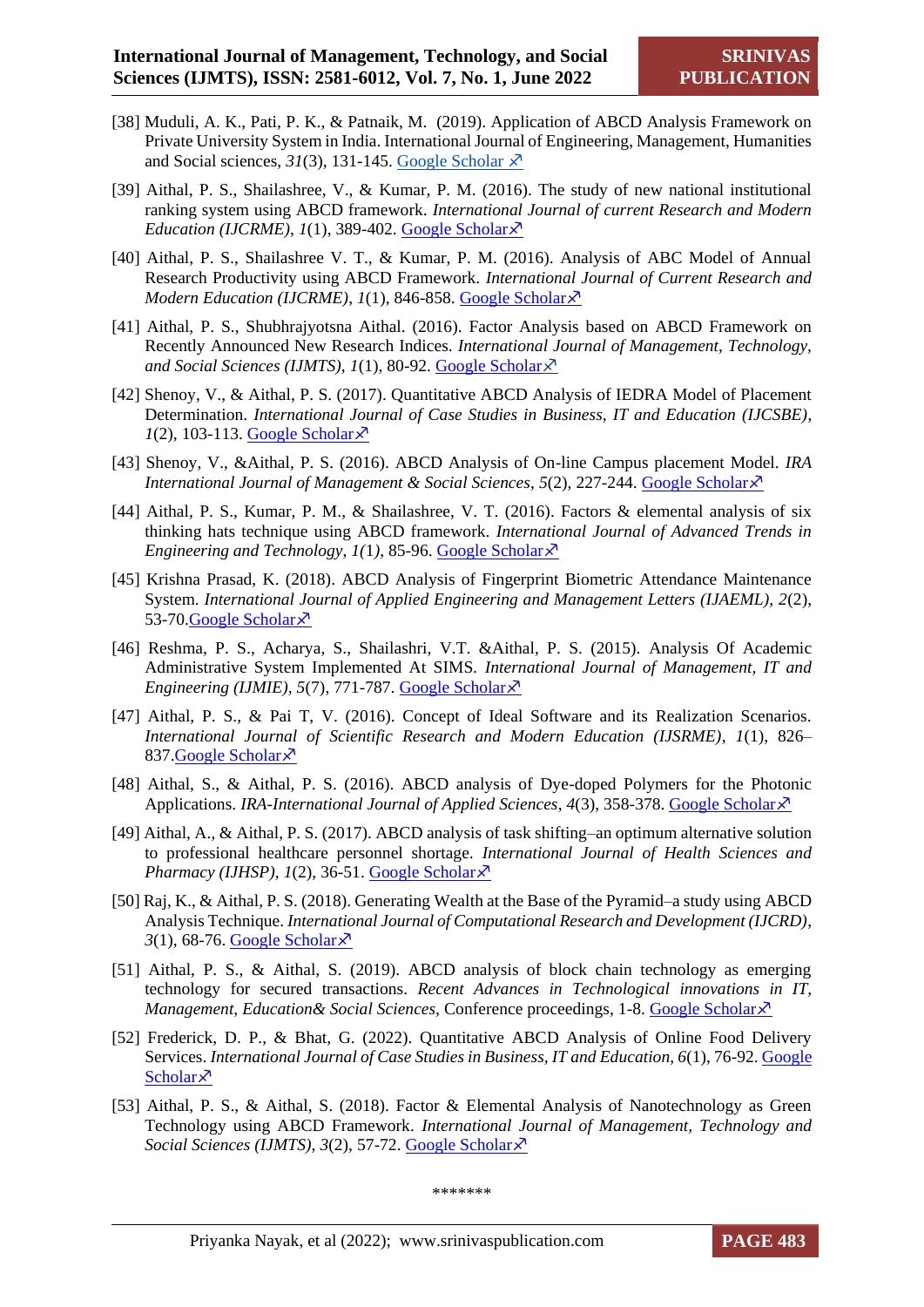[38] Muduli, A. K., Pati, P. K., & Patnaik, M. (2019). Application of ABCD Analysis Framework on Private University System in India. International Journal of Engineering, Management, Humanities and Social sciences, *31*(3), 131-145. Google Scholar ↗

[39] Aithal, P. S., Shailashree, V., & Kumar, P. M. (2016). The study of new national institutional ranking system using ABCD framework. *International Journal of current Research and Modern Education (IJCRME)*, *1*(1), 389-402. Google Scholar↗

[40] Aithal, P. S., Shailashree V. T., & Kumar, P. M. (2016). Analysis of ABC Model of Annual Research Productivity using ABCD Framework. *International Journal of Current Research and Modern Education (IJCRME)*, *1*(1), 846-858. Google Scholar↗

[41] Aithal, P. S., Shubhrajyotsna Aithal. (2016). Factor Analysis based on ABCD Framework on Recently Announced New Research Indices. *International Journal of Management, Technology, and Social Sciences (IJMTS)*, *1*(1), 80-92. Google Scholar↗

[42] Shenoy, V., & Aithal, P. S. (2017). Quantitative ABCD Analysis of IEDRA Model of Placement Determination. *International Journal of Case Studies in Business, IT and Education (IJCSBE)*, *1*(2), 103-113. Google Scholar↗

[43] Shenoy, V., &Aithal, P. S. (2016). ABCD Analysis of On-line Campus placement Model. *IRA International Journal of Management & Social Sciences*, *5*(2), 227-244. Google Scholar↗

[44] Aithal, P. S., Kumar, P. M., & Shailashree, V. T. (2016). Factors & elemental analysis of six thinking hats technique using ABCD framework. *International Journal of Advanced Trends in Engineering and Technology*, *1(1)*, 85-96. Google Scholar↗

[45] Krishna Prasad, K. (2018). ABCD Analysis of Fingerprint Biometric Attendance Maintenance System. *International Journal of Applied Engineering and Management Letters (IJAEML)*, *2*(2), 53-70.Google Scholar↗

[46] Reshma, P. S., Acharya, S., Shailashri, V.T. &Aithal, P. S. (2015). Analysis Of Academic Administrative System Implemented At SIMS. *International Journal of Management, IT and Engineering (IJMIE)*, *5*(7), 771-787. Google Scholar↗

[47] Aithal, P. S., & Pai T, V. (2016). Concept of Ideal Software and its Realization Scenarios. *International Journal of Scientific Research and Modern Education (IJSRME)*, *1*(1), 826–837.Google Scholar↗

[48] Aithal, S., & Aithal, P. S. (2016). ABCD analysis of Dye-doped Polymers for the Photonic Applications. *IRA-International Journal of Applied Sciences*, *4*(3), 358-378. Google Scholar↗

[49] Aithal, A., & Aithal, P. S. (2017). ABCD analysis of task shifting–an optimum alternative solution to professional healthcare personnel shortage. *International Journal of Health Sciences and Pharmacy (IJHSP)*, *1*(2), 36-51. Google Scholar↗

[50] Raj, K., & Aithal, P. S. (2018). Generating Wealth at the Base of the Pyramid–a study using ABCD Analysis Technique. *International Journal of Computational Research and Development (IJCRD)*, *3*(1), 68-76. Google Scholar↗

[51] Aithal, P. S., & Aithal, S. (2019). ABCD analysis of block chain technology as emerging technology for secured transactions. *Recent Advances in Technological innovations in IT, Management, Education& Social Sciences*, Conference proceedings, 1-8. Google Scholar↗

[52] Frederick, D. P., & Bhat, G. (2022). Quantitative ABCD Analysis of Online Food Delivery Services. *International Journal of Case Studies in Business, IT and Education*, *6*(1), 76-92. Google Scholar↗

[53] Aithal, P. S., & Aithal, S. (2018). Factor & Elemental Analysis of Nanotechnology as Green Technology using ABCD Framework. *International Journal of Management, Technology and Social Sciences (IJMTS)*, *3*(2), 57-72. Google Scholar↗

\*\*\*\*\*\*\*